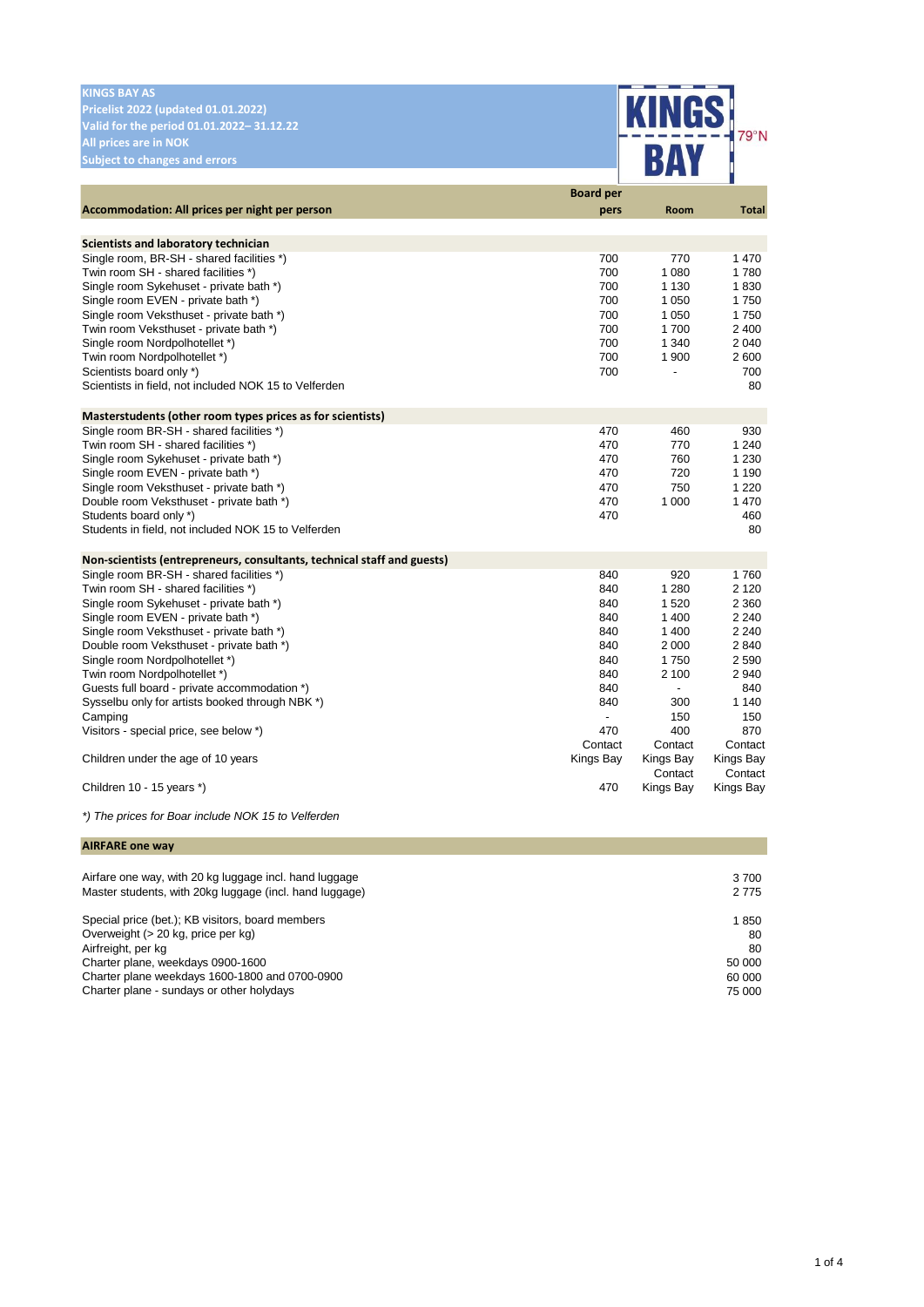**KINGS BAY AS**
**Pricelist 2022 (updated 01.01.2022)**
**Valid for the period 01.01.2022– 31.12.22**
**All prices are in NOK**
**Subject to changes and errors**

KINGS BAY 79°N

| **Accommodation: All prices per night per person** | **Board per pers** | **Room** | **Total** |
|---|---|---|---|
| **Scientists and laboratory technician** | | | |
| Single room, BR-SH - shared facilities *) | 700 | 770 | 1 470 |
| Twin room SH - shared facilities *) | 700 | 1 080 | 1 780 |
| Single room Sykehuset - private bath *) | 700 | 1 130 | 1 830 |
| Single room EVEN - private bath *) | 700 | 1 050 | 1 750 |
| Single room Veksthuset - private bath *) | 700 | 1 050 | 1 750 |
| Twin room Veksthuset - private bath *) | 700 | 1 700 | 2 400 |
| Single room Nordpolhotellet *) | 700 | 1 340 | 2 040 |
| Twin room Nordpolhotellet *) | 700 | 1 900 | 2 600 |
| Scientists board only *) | 700 | - | 700 |
| Scientists in field, not included NOK 15 to Velferden | | | 80 |
| **Masterstudents (other room types prices as for scientists)** | | | |
| Single room BR-SH - shared facilities *) | 470 | 460 | 930 |
| Twin room SH - shared facilities *) | 470 | 770 | 1 240 |
| Single room Sykehuset - private bath *) | 470 | 760 | 1 230 |
| Single room EVEN - private bath *) | 470 | 720 | 1 190 |
| Single room Veksthuset - private bath *) | 470 | 750 | 1 220 |
| Double room Veksthuset - private bath *) | 470 | 1 000 | 1 470 |
| Students board only *) | 470 | | 460 |
| Students in field, not included NOK 15 to Velferden | | | 80 |
| **Non-scientists (entrepreneurs, consultants, technical staff and guests)** | | | |
| Single room BR-SH - shared facilities *) | 840 | 920 | 1 760 |
| Twin room SH - shared facilities *) | 840 | 1 280 | 2 120 |
| Single room Sykehuset - private bath *) | 840 | 1 520 | 2 360 |
| Single room EVEN - private bath *) | 840 | 1 400 | 2 240 |
| Single room Veksthuset - private bath *) | 840 | 1 400 | 2 240 |
| Double room Veksthuset - private bath *) | 840 | 2 000 | 2 840 |
| Single room Nordpolhotellet *) | 840 | 1 750 | 2 590 |
| Twin room Nordpolhotellet *) | 840 | 2 100 | 2 940 |
| Guests full board - private accommodation *) | 840 | - | 840 |
| Sysselbu only for artists booked through NBK *) | 840 | 300 | 1 140 |
| Camping | - | 150 | 150 |
| Visitors - special price, see below *) | 470 | 400 | 870 |
| Children under the age of 10 years | Contact Kings Bay | Contact Kings Bay | Contact Kings Bay |
| Children 10 - 15 years *) | 470 | Contact Kings Bay | Contact Kings Bay |

*\*) The prices for Boar include NOK 15 to Velferden*

| **AIRFARE one way** | |
|---|---|
| Airfare one way, with 20 kg luggage incl. hand luggage | 3 700 |
| Master students, with 20kg luggage (incl. hand luggage) | 2 775 |
| Special price (bet.); KB visitors, board members | 1 850 |
| Overweight (> 20 kg, price per kg) | 80 |
| Airfreight, per kg | 80 |
| Charter plane, weekdays 0900-1600 | 50 000 |
| Charter plane weekdays 1600-1800 and 0700-0900 | 60 000 |
| Charter plane - sundays or other holydays | 75 000 |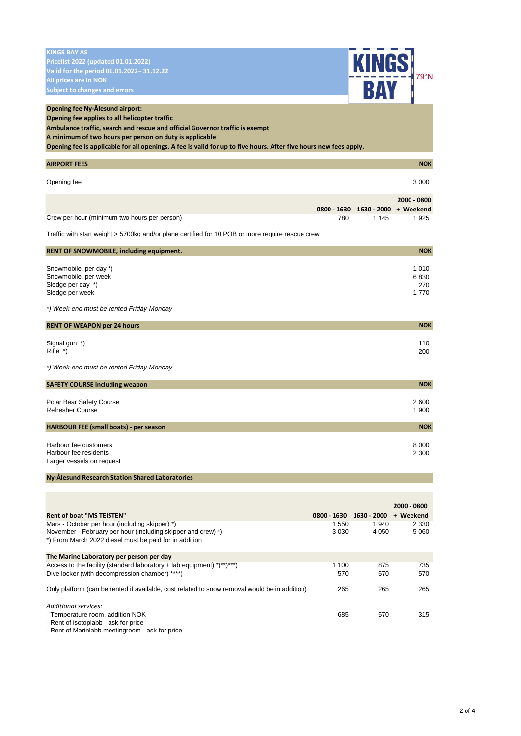**KINGS BAY AS**
**Pricelist 2022 (updated 01.01.2022)**
**Valid for the period 01.01.2022– 31.12.22**
**All prices are in NOK**
**Subject to changes and errors**

KINGS BAY 79°N

**Opening fee Ny-Ålesund airport:**
**Opening fee applies to all helicopter traffic**
**Ambulance traffic, search and rescue and official Governor traffic is exempt**
**A minimum of two hours per person on duty is applicable**
**Opening fee is applicable for all openings. A fee is valid for up to five hours. After five hours new fees apply.**

| AIRPORT FEES | | | NOK |
|---|---|---|---|
| Opening fee | | | 3 000 |
| | 0800 - 1630 | 1630 - 2000 | 2000 - 0800 + Weekend |
| Crew per hour (minimum two hours per person) | 780 | 1 145 | 1 925 |

Traffic with start weight > 5700kg and/or plane certified for 10 POB or more require rescue crew

| RENT OF SNOWMOBILE, including equipment. | NOK |
|---|---|
| Snowmobile, per day *) | 1 010 |
| Snowmobile, per week | 6 830 |
| Sledge per day *) | 270 |
| Sledge per week | 1 770 |

*\*) Week-end must be rented Friday-Monday*

| RENT OF WEAPON per 24 hours | NOK |
|---|---|
| Signal gun *) | 110 |
| Rifle *) | 200 |

*\*) Week-end must be rented Friday-Monday*

| SAFETY COURSE including weapon | NOK |
|---|---|
| Polar Bear Safety Course | 2 600 |
| Refresher Course | 1 900 |

| HARBOUR FEE (small boats) - per season | NOK |
|---|---|
| Harbour fee customers | 8 000 |
| Harbour fee residents | 2 300 |
| Larger vessels on request | |

**Ny-Ålesund Research Station Shared Laboratories**

| **Rent of boat "MS TEISTEN"** | **0800 - 1630** | **1630 - 2000** | **2000 - 0800 + Weekend** |
|---|---|---|---|
| Mars - October per hour (including skipper) *) | 1 550 | 1 940 | 2 330 |
| November - February per hour (including skipper and crew) *) | 3 030 | 4 050 | 5 060 |
| *) From March 2022 diesel must be paid for in addition | | | |
| **The Marine Laboratory per person per day** | | | |
| Access to the facility (standard laboratory + lab equipment) *)**)***) | 1 100 | 875 | 735 |
| Dive locker (with decompression chamber) ****) | 570 | 570 | 570 |
| Only platform (can be rented if available, cost related to snow removal would be in addition) | 265 | 265 | 265 |
| *Additional services:* | | | |
| - Temperature room, addition NOK | 685 | 570 | 315 |
| - Rent of isotoplabb - ask for price | | | |
| - Rent of Marinlabb meetingroom - ask for price | | | |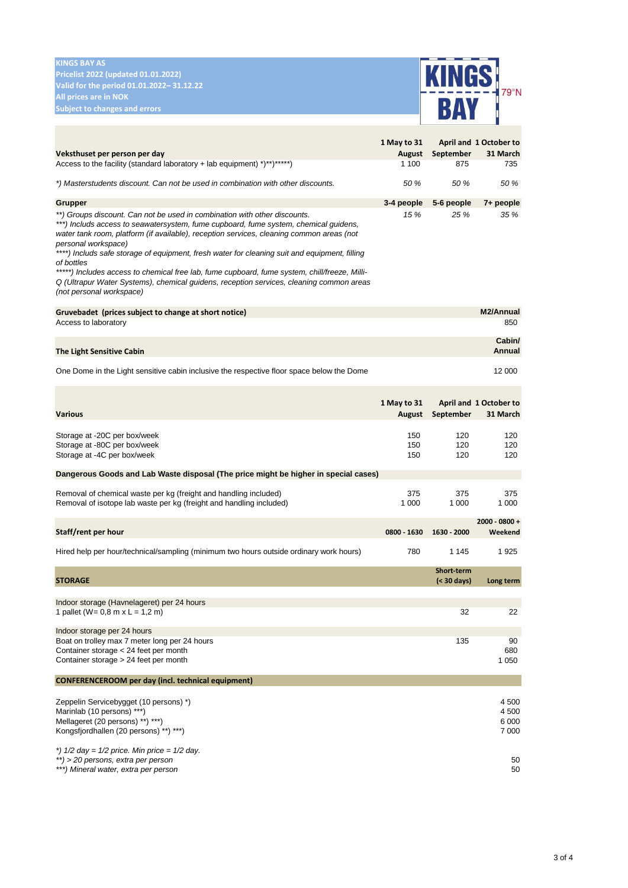**KINGS BAY AS**
**Pricelist 2022 (updated 01.01.2022)**
**Valid for the period 01.01.2022– 31.12.22**
**All prices are in NOK**
**Subject to changes and errors**

| Veksthuset per person per day | 1 May to 31 August | April and September | 1 October to 31 March |
|---|---|---|---|
| Access to the facility (standard laboratory + lab equipment) *)**)*****) | 1 100 | 875 | 735 |
| *\*) Masterstudents discount. Can not be used in combination with other discounts.* | *50 %* | *50 %* | *50 %* |
| **Grupper** | **3-4 people** | **5-6 people** | **7+ people** |
| *\*\*) Groups discount. Can not be used in combination with other discounts.* | *15 %* | *25 %* | *35 %* |

*\*\*\*) Includs access to seawatersystem, fume cupboard, fume system, chemical guidens, water tank room, platform (if available), reception services, cleaning common areas (not personal workspace)*
*\*\*\*\*) Includs safe storage of equipment, fresh water for cleaning suit and equipment, filling of bottles*
*\*\*\*\*\*) Includes access to chemical free lab, fume cupboard, fume system, chill/freeze, Milli-Q (Ultrapur Water Systems), chemical guidens, reception services, cleaning common areas (not personal workspace)*

| Gruvebadet (prices subject to change at short notice) | M2/Annual |
|---|---|
| Access to laboratory | 850 |

| The Light Sensitive Cabin | Cabin/ Annual |
|---|---|
| One Dome in the Light sensitive cabin inclusive the respective floor space below the Dome | 12 000 |

| Various | 1 May to 31 August | April and September | 1 October to 31 March |
|---|---|---|---|
| Storage at -20C per box/week | 150 | 120 | 120 |
| Storage at -80C per box/week | 150 | 120 | 120 |
| Storage at -4C per box/week | 150 | 120 | 120 |
| **Dangerous Goods and Lab Waste disposal (The price might be higher in special cases)** | | | |
| Removal of chemical waste per kg (freight and handling included) | 375 | 375 | 375 |
| Removal of isotope lab waste per kg (freight and handling included) | 1 000 | 1 000 | 1 000 |

| Staff/rent per hour | 0800 - 1630 | 1630 - 2000 | 2000 - 0800 + Weekend |
|---|---|---|---|
| Hired help per hour/technical/sampling (minimum two hours outside ordinary work hours) | 780 | 1 145 | 1 925 |

| STORAGE | Short-term (< 30 days) | Long term |
|---|---|---|
| Indoor storage (Havnelageret) per 24 hours | | |
| 1 pallet (W= 0,8 m x L = 1,2 m) | 32 | 22 |
| Indoor storage per 24 hours | | |
| Boat on trolley max 7 meter long per 24 hours | 135 | 90 |
| Container storage < 24 feet per month | | 680 |
| Container storage > 24 feet per month | | 1 050 |

| CONFERENCEROOM per day (incl. technical equipment) | |
|---|---|
| Zeppelin Servicebygget (10 persons) *) | 4 500 |
| Marinlab (10 persons) ***) | 4 500 |
| Mellageret (20 persons) **) ***) | 6 000 |
| Kongsfjordhallen (20 persons) **) ***) | 7 000 |
| *\*) 1/2 day = 1/2 price. Min price = 1/2 day.* | |
| *\*\*) > 20 persons, extra per person* | 50 |
| *\*\*\*) Mineral water, extra per person* | 50 |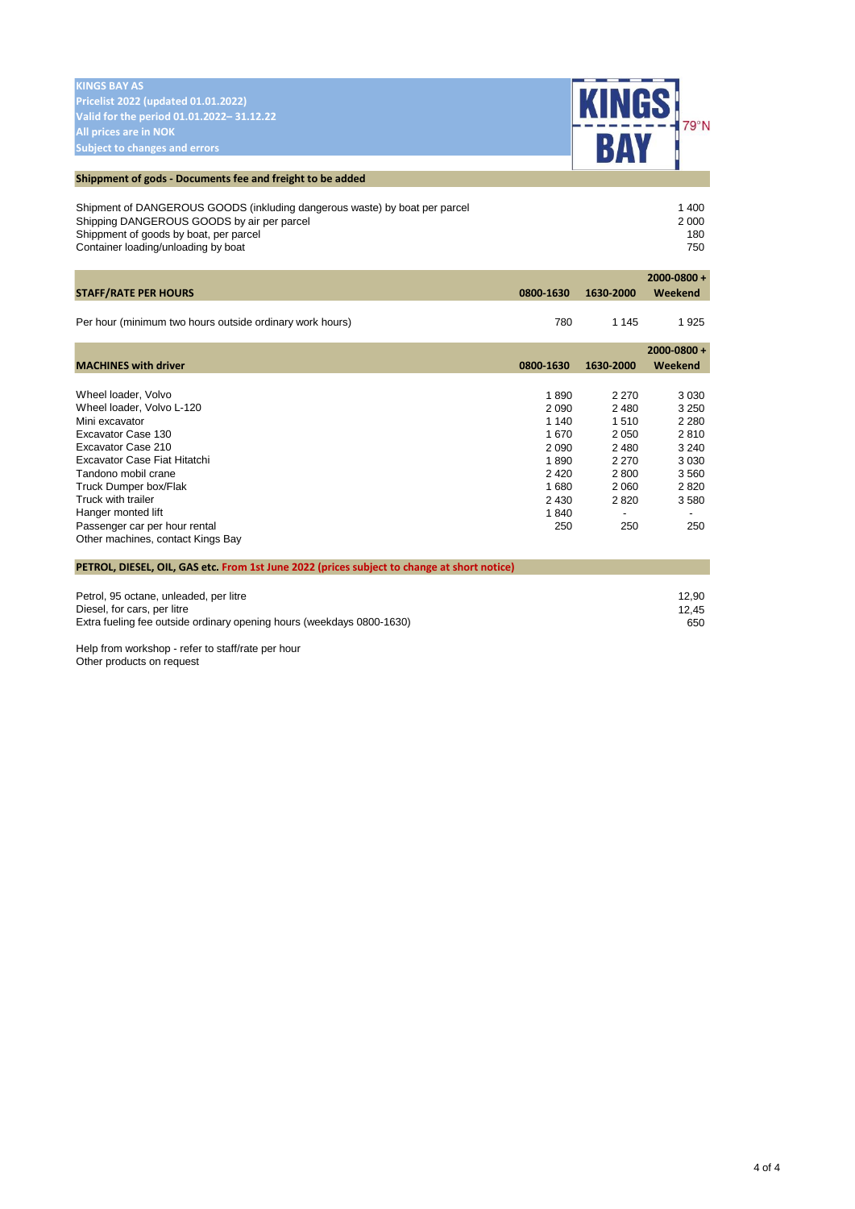**KINGS BAY AS**
**Pricelist 2022 (updated 01.01.2022)**
**Valid for the period 01.01.2022– 31.12.22**
**All prices are in NOK**
**Subject to changes and errors**

KINGS BAY 79°N

## Shippment of gods - Documents fee and freight to be added

| | |
|---|---|
| Shipment of DANGEROUS GOODS (inkluding dangerous waste) by boat per parcel | 1 400 |
| Shipping DANGEROUS GOODS by air per parcel | 2 000 |
| Shippment of goods by boat, per parcel | 180 |
| Container loading/unloading by boat | 750 |

| STAFF/RATE PER HOURS | 0800-1630 | 1630-2000 | 2000-0800 + Weekend |
|---|---|---|---|
| Per hour (minimum two hours outside ordinary work hours) | 780 | 1 145 | 1 925 |

| MACHINES with driver | 0800-1630 | 1630-2000 | 2000-0800 + Weekend |
|---|---|---|---|
| Wheel loader, Volvo | 1 890 | 2 270 | 3 030 |
| Wheel loader, Volvo L-120 | 2 090 | 2 480 | 3 250 |
| Mini excavator | 1 140 | 1 510 | 2 280 |
| Excavator Case 130 | 1 670 | 2 050 | 2 810 |
| Excavator Case 210 | 2 090 | 2 480 | 3 240 |
| Excavator Case Fiat Hitatchi | 1 890 | 2 270 | 3 030 |
| Tandono mobil crane | 2 420 | 2 800 | 3 560 |
| Truck Dumper box/Flak | 1 680 | 2 060 | 2 820 |
| Truck with trailer | 2 430 | 2 820 | 3 580 |
| Hanger monted lift | 1 840 | - | - |
| Passenger car per hour rental | 250 | 250 | 250 |
| Other machines, contact Kings Bay | | | |

## PETROL, DIESEL, OIL, GAS etc. From 1st June 2022 (prices subject to change at short notice)

| | |
|---|---|
| Petrol, 95 octane, unleaded, per litre | 12,90 |
| Diesel, for cars, per litre | 12,45 |
| Extra fueling fee outside ordinary opening hours (weekdays 0800-1630) | 650 |

Help from workshop - refer to staff/rate per hour
Other products on request